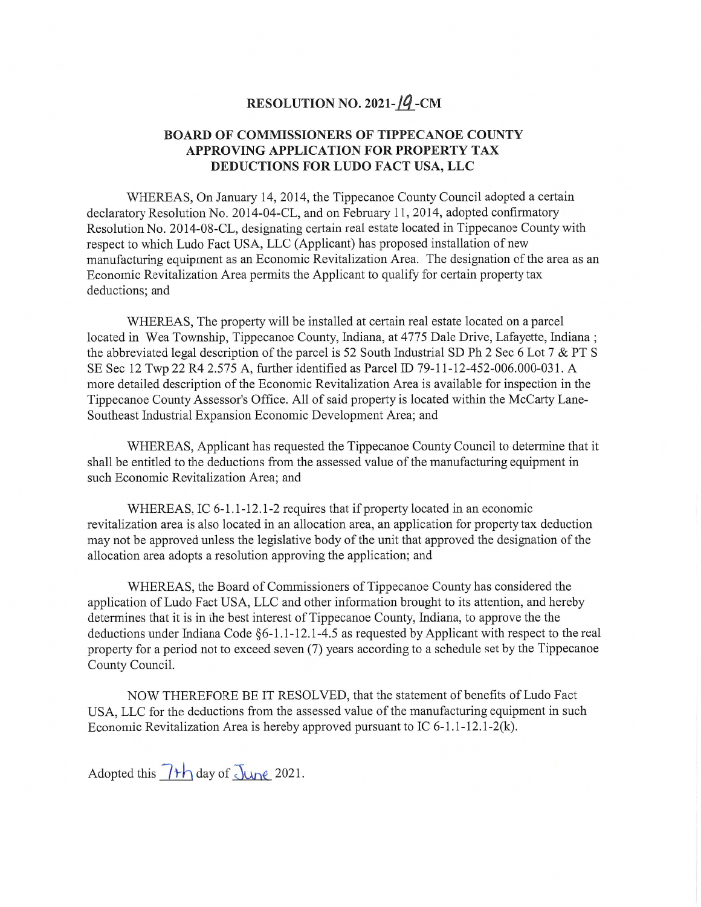# RESOLUTION NO. 2021-19-CM

## BOARD OF COMMISSIONERS OF TIPPECANOE COUNTY APPROVING APPLICATION FOR PROPERTY TAX DEDUCTIONS FOR LUDO FACT USA, LLC

WHEREAS, On January 14, 2014, the Tippecanoe County Council adopted a certain declaratory Resolution No. 2014-04-CL, and on February 11, 2014, adopted confirmatory Resolution No. 2014-08-CL, designating certain real estate located in Tippecanoe County with respect to which Ludo Fact USA, LLC (Applicant) has proposed installation of new manufacturing equipment as an Economic Revitalization Area. The designation of the area as an Economic Revitalization Area permits the Applicant to qualify for certain property tax deductions; and

WHEREAS, The property will be installed at certain real estate located on a parcel located in Wea Township, Tippecanoe County, Indiana, at 4775 Dale Drive, Lafayette, Indiana ; the abbreviated legal description of the parcel is 52 South Industrial SD Ph 2 Sec 6 Lot 7 & PT S SE Sec 12 Twp 22 R4 2.575 A, further identified as Parcel ID 79-11-12-452-006.000-031. A more detailed description of the Economic Revitalization Area is available for inspection in the Tippecanoe County Assessor's Office. All of said property is located within the McCarty Lane-Southeast Industrial Expansion Economic Development Area; and

WHEREAS, Applicant has requested the Tippecanoe County Council to determine that it shall be entitled to the deductions from the assessed value of the manufacturing equipment in such Economic Revitalization Area; and

WHEREAS, IC 6-1.1-12.1-2 requires that if property located in an economic revitalization area is also located in an allocation area, an application for property tax deduction may not be approved unless the legislative body of the unit that approved the designation of the allocation area adopts a resolution approving the application; and

WHEREAS, the Board of Commissioners of Tippecanoe County has considered the application of Ludo Fact USA, LLC and other information brought to its attention, and hereby determines that it is in the best interest of Tippecanoe County, Indiana, to approve the the deductions under Indiana Code §6-1.1-12.1-4.5 as requested by Applicant with respect to the real property for a period not to exceed seven (7) years according to a schedule set by the Tippecanoe County Council.

NOW THEREFORE BE IT RESOLVED, that the statement of benefits of Ludo Fact USA, LLC for the deductions from the assessed value of the manufacturing equipment in such Economic Revitalization Area is hereby approved pursuant to IC 6-1.1-12.1-2(k).

Adopted this 7th day of June 2021.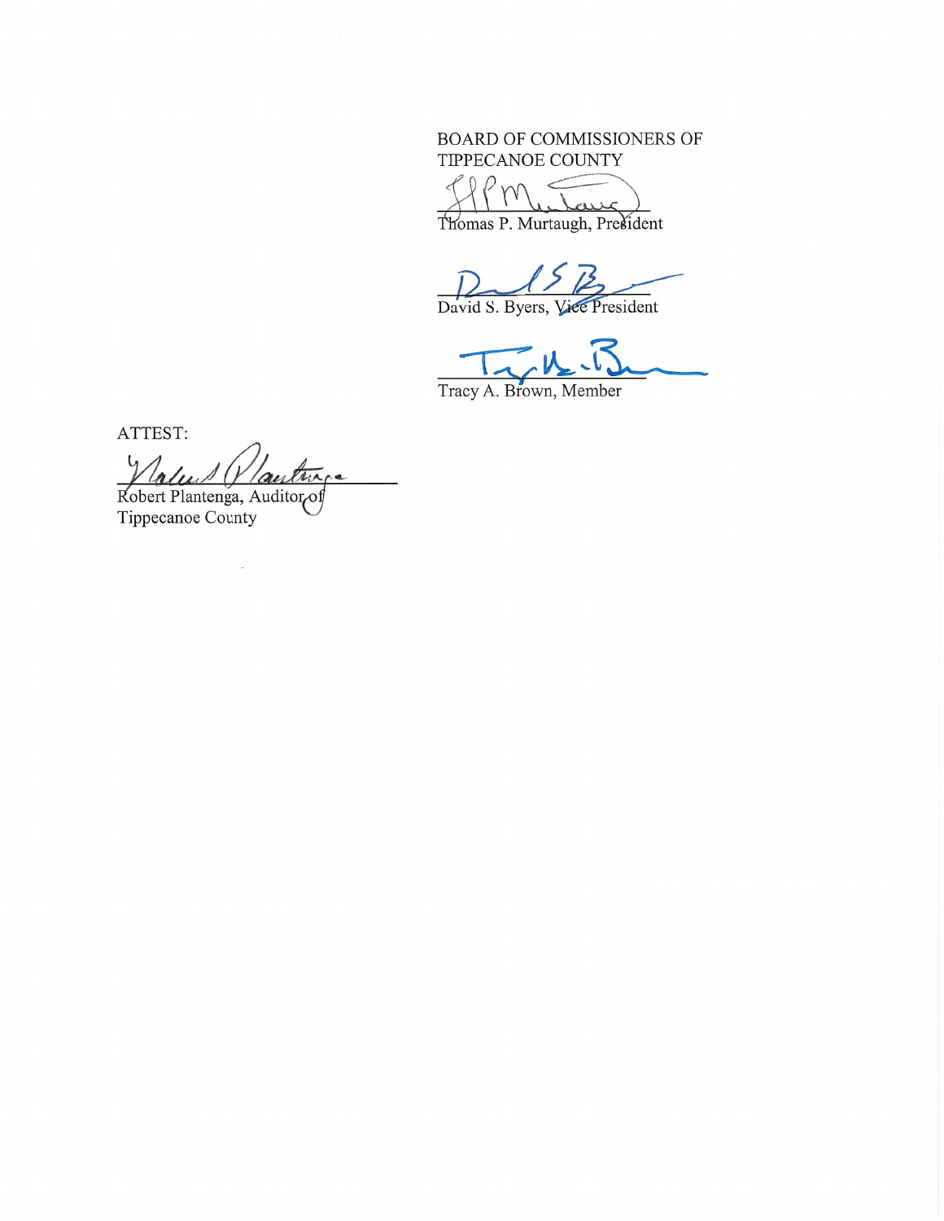BOARD OF COMMISSIONERS OF
TIPPECANOE COUNTY

\_\_\_\_\_\_\_\_\_\_\_\_\_\_\_\_\_\_\_\_\_\_\_\_\_\_\_\_\_\_
Thomas P. Murtaugh, President

\_\_\_\_\_\_\_\_\_\_\_\_\_\_\_\_\_\_\_\_\_\_\_\_\_\_\_\_\_\_
David S. Byers, Vice President

\_\_\_\_\_\_\_\_\_\_\_\_\_\_\_\_\_\_\_\_\_\_\_\_\_\_\_\_\_\_
Tracy A. Brown, Member

ATTEST:

\_\_\_\_\_\_\_\_\_\_\_\_\_\_\_\_\_\_\_\_\_\_\_\_\_\_\_\_\_\_
Robert Plantenga, Auditor of
Tippecanoe County